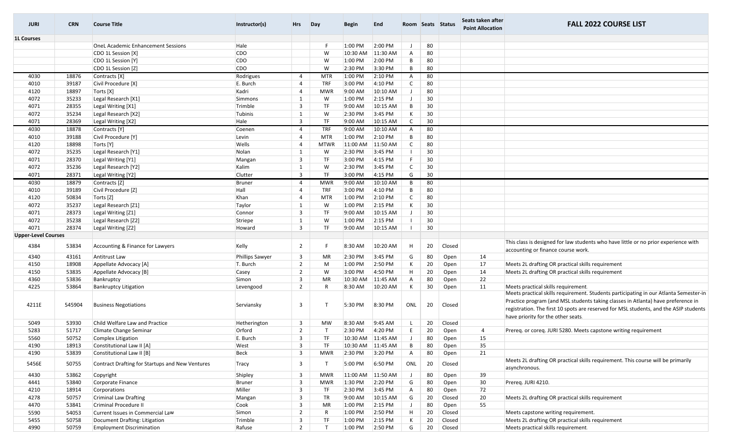| JURI | CRN | Course Title | Instructor(s) | Hrs | Day | Begin | End | Room | Seats | Status | Seats taken after Point Allocation | FALL 2022 COURSE LIST |
|---|---|---|---|---|---|---|---|---|---|---|---|---|
| **1L Courses** | | | | | | | | | | | | |
| | | OneL Academic Enhancement Sessions | Hale | | F | 1:00 PM | 2:00 PM | J | 80 | | | |
| | | CDO 1L Session [X] | CDO | | W | 10:30 AM | 11:30 AM | A | 80 | | | |
| | | CDO 1L Session [Y] | CDO | | W | 1:00 PM | 2:00 PM | B | 80 | | | |
| | | CDO 1L Session [Z] | CDO | | W | 2:30 PM | 3:30 PM | B | 80 | | | |
| 4030 | 18876 | Contracts [X] | Rodrigues | 4 | MTR | 1:00 PM | 2:10 PM | A | 80 | | | |
| 4010 | 39187 | Civil Procedure [X] | E. Burch | 4 | TRF | 3:00 PM | 4:10 PM | C | 80 | | | |
| 4120 | 18897 | Torts [X] | Kadri | 4 | MWR | 9:00 AM | 10:10 AM | J | 80 | | | |
| 4072 | 35233 | Legal Research [X1] | Simmons | 1 | W | 1:00 PM | 2:15 PM | J | 30 | | | |
| 4071 | 28355 | Legal Writing [X1] | Trimble | 3 | TF | 9:00 AM | 10:15 AM | B | 30 | | | |
| 4072 | 35234 | Legal Research [X2] | Tubinis | 1 | W | 2:30 PM | 3:45 PM | K | 30 | | | |
| 4071 | 28369 | Legal Writing [X2] | Hale | 3 | TF | 9:00 AM | 10:15 AM | C | 30 | | | |
| 4030 | 18878 | Contracts [Y] | Coenen | 4 | TRF | 9:00 AM | 10:10 AM | A | 80 | | | |
| 4010 | 39188 | Civil Procedure [Y] | Levin | 4 | MTR | 1:00 PM | 2:10 PM | B | 80 | | | |
| 4120 | 18898 | Torts [Y] | Wells | 4 | MTWR | 11:00 AM | 11:50 AM | C | 80 | | | |
| 4072 | 35235 | Legal Research [Y1] | Nolan | 1 | W | 2:30 PM | 3:45 PM | I | 30 | | | |
| 4071 | 28370 | Legal Writing [Y1] | Mangan | 3 | TF | 3:00 PM | 4:15 PM | F | 30 | | | |
| 4072 | 35236 | Legal Research [Y2] | Kalim | 1 | W | 2:30 PM | 3:45 PM | C | 30 | | | |
| 4071 | 28371 | Legal Writing [Y2] | Clutter | 3 | TF | 3:00 PM | 4:15 PM | G | 30 | | | |
| 4030 | 18879 | Contracts [Z] | Bruner | 4 | MWR | 9:00 AM | 10:10 AM | B | 80 | | | |
| 4010 | 39189 | Civil Procedure [Z] | Hall | 4 | TRF | 3:00 PM | 4:10 PM | B | 80 | | | |
| 4120 | 50834 | Torts [Z] | Khan | 4 | MTR | 1:00 PM | 2:10 PM | C | 80 | | | |
| 4072 | 35237 | Legal Research [Z1] | Taylor | 1 | W | 1:00 PM | 2:15 PM | K | 30 | | | |
| 4071 | 28373 | Legal Writing [Z1] | Connor | 3 | TF | 9:00 AM | 10:15 AM | J | 30 | | | |
| 4072 | 35238 | Legal Research [Z2] | Striepe | 1 | W | 1:00 PM | 2:15 PM | I | 30 | | | |
| 4071 | 28374 | Legal Writing [Z2] | Howard | 3 | TF | 9:00 AM | 10:15 AM | I | 30 | | | |
| **Upper-Level Courses** | | | | | | | | | | | | |
| 4384 | 53834 | Accounting & Finance for Lawyers | Kelly | 2 | F | 8:30 AM | 10:20 AM | H | 20 | Closed | | This class is designed for law students who have little or no prior experience with accounting or finance course work. |
| 4340 | 43161 | Antitrust Law | Phillips Sawyer | 3 | MR | 2:30 PM | 3:45 PM | G | 80 | Open | 14 | |
| 4150 | 18908 | Appellate Advocacy [A] | T. Burch | 2 | M | 1:00 PM | 2:50 PM | K | 20 | Open | 17 | Meets 2L drafting OR practical skills requirement |
| 4150 | 53835 | Appellate Advocacy [B] | Casey | 2 | W | 3:00 PM | 4:50 PM | H | 20 | Open | 14 | Meets 2L drafting OR practical skills requirement |
| 4360 | 53836 | Bankruptcy | Simon | 3 | MR | 10:30 AM | 11:45 AM | A | 80 | Open | 22 | |
| 4225 | 53864 | Bankruptcy Litigation | Levengood | 2 | R | 8:30 AM | 10:20 AM | K | 30 | Open | 11 | Meets practical skills requirement. |
| 4211E | 545904 | Business Negotiations | Serviansky | 3 | T | 5:30 PM | 8:30 PM | ONL | 20 | Closed | | Meets practical skills requirement. Students participating in our Atlanta Semester-in Practice program (and MSL students taking classes in Atlanta) have preference in registration. The first 10 spots are reserved for MSL students, and the ASIP students have priority for the other seats. |
| 5049 | 53930 | Child Welfare Law and Practice | Hetherington | 3 | MW | 8:30 AM | 9:45 AM | L | 20 | Closed | | |
| 5283 | 51717 | Climate Change Seminar | Orford | 2 | T | 2:30 PM | 4:20 PM | E | 20 | Open | 4 | Prereq. or coreq. JURI 5280. Meets capstone writing requirement |
| 5560 | 50752 | Complex Litigation | E. Burch | 3 | TF | 10:30 AM | 11:45 AM | J | 80 | Open | 15 | |
| 4190 | 18913 | Constitutional Law II [A] | West | 3 | TF | 10:30 AM | 11:45 AM | B | 80 | Open | 35 | |
| 4190 | 53839 | Constitutional Law II [B] | Beck | 3 | MWR | 2:30 PM | 3:20 PM | A | 80 | Open | 21 | |
| 5456E | 50755 | Contract Drafting for Startups and New Ventures | Tracy | 3 | T | 5:00 PM | 6:50 PM | ONL | 20 | Closed | | Meets 2L drafting OR practical skills requirement. This course will be primarily asynchronous. |
| 4430 | 53862 | Copyright | Shipley | 3 | MWR | 11:00 AM | 11:50 AM | J | 80 | Open | 39 | |
| 4441 | 53840 | Corporate Finance | Bruner | 3 | MWR | 1:30 PM | 2:20 PM | G | 80 | Open | 30 | Prereq. JURI 4210. |
| 4210 | 18914 | Corporations | Miller | 3 | TF | 2:30 PM | 3:45 PM | A | 80 | Open | 72 | |
| 4278 | 50757 | Criminal Law Drafting | Mangan | 3 | TR | 9:00 AM | 10:15 AM | G | 20 | Closed | 20 | Meets 2L drafting OR practical skills requirement |
| 4470 | 53841 | Criminal Procedure II | Cook | 3 | MR | 1:00 PM | 2:15 PM | J | 80 | Open | 55 | |
| 5590 | 54053 | Current Issues in Commercial Law | Simon | 2 | R | 1:00 PM | 2:50 PM | H | 20 | Closed | | Meets capstone writing requirement. |
| 5455 | 50758 | Document Drafting: Litigation | Trimble | 3 | TF | 1:00 PM | 2:15 PM | K | 20 | Closed | | Meets 2L drafting OR practical skills requirement |
| 4990 | 50759 | Employment Discrimination | Rafuse | 2 | T | 1:00 PM | 2:50 PM | G | 20 | Closed | | Meets practical skills requirement. |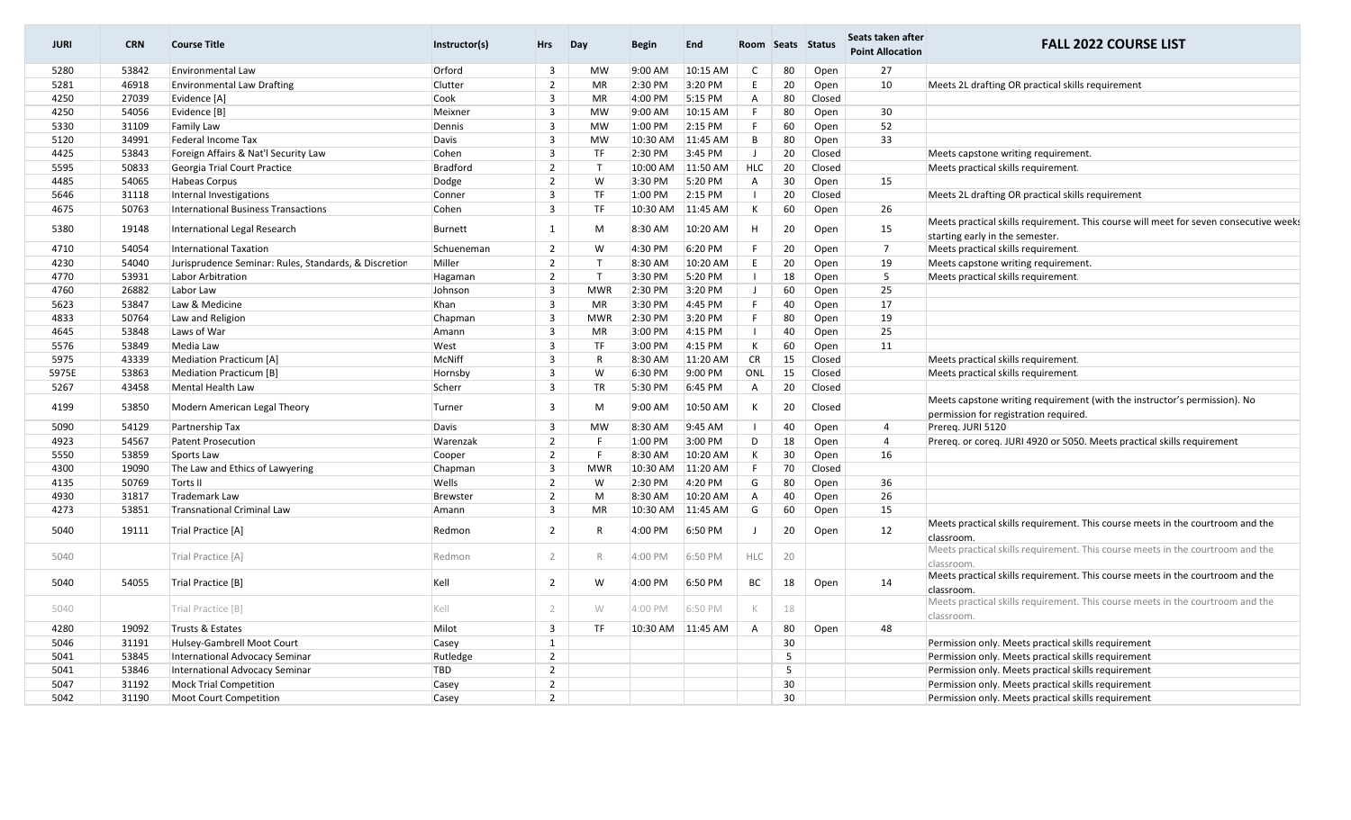| JURI | CRN | Course Title | Instructor(s) | Hrs | Day | Begin | End | Room | Seats | Status | Seats taken after Point Allocation | FALL 2022 COURSE LIST |
|---|---|---|---|---|---|---|---|---|---|---|---|---|
| 5280 | 53842 | Environmental Law | Orford | 3 | MW | 9:00 AM | 10:15 AM | C | 80 | Open | 27 | |
| 5281 | 46918 | Environmental Law Drafting | Clutter | 2 | MR | 2:30 PM | 3:20 PM | E | 20 | Open | 10 | Meets 2L drafting OR practical skills requirement |
| 4250 | 27039 | Evidence [A] | Cook | 3 | MR | 4:00 PM | 5:15 PM | A | 80 | Closed | | |
| 4250 | 54056 | Evidence [B] | Meixner | 3 | MW | 9:00 AM | 10:15 AM | F | 80 | Open | 30 | |
| 5330 | 31109 | Family Law | Dennis | 3 | MW | 1:00 PM | 2:15 PM | F | 60 | Open | 52 | |
| 5120 | 34991 | Federal Income Tax | Davis | 3 | MW | 10:30 AM | 11:45 AM | B | 80 | Open | 33 | |
| 4425 | 53843 | Foreign Affairs & Nat'l Security Law | Cohen | 3 | TF | 2:30 PM | 3:45 PM | J | 20 | Closed | | Meets capstone writing requirement. |
| 5595 | 50833 | Georgia Trial Court Practice | Bradford | 2 | T | 10:00 AM | 11:50 AM | HLC | 20 | Closed | | Meets practical skills requirement. |
| 4485 | 54065 | Habeas Corpus | Dodge | 2 | W | 3:30 PM | 5:20 PM | A | 30 | Open | 15 | |
| 5646 | 31118 | Internal Investigations | Conner | 3 | TF | 1:00 PM | 2:15 PM | I | 20 | Closed | | Meets 2L drafting OR practical skills requirement |
| 4675 | 50763 | International Business Transactions | Cohen | 3 | TF | 10:30 AM | 11:45 AM | K | 60 | Open | 26 | |
| 5380 | 19148 | International Legal Research | Burnett | 1 | M | 8:30 AM | 10:20 AM | H | 20 | Open | 15 | Meets practical skills requirement. This course will meet for seven consecutive weeks starting early in the semester. |
| 4710 | 54054 | International Taxation | Schueneman | 2 | W | 4:30 PM | 6:20 PM | F | 20 | Open | 7 | Meets practical skills requirement. |
| 4230 | 54040 | Jurisprudence Seminar: Rules, Standards, & Discretion | Miller | 2 | T | 8:30 AM | 10:20 AM | E | 20 | Open | 19 | Meets capstone writing requirement. |
| 4770 | 53931 | Labor Arbitration | Hagaman | 2 | T | 3:30 PM | 5:20 PM | I | 18 | Open | 5 | Meets practical skills requirement. |
| 4760 | 26882 | Labor Law | Johnson | 3 | MWR | 2:30 PM | 3:20 PM | J | 60 | Open | 25 | |
| 5623 | 53847 | Law & Medicine | Khan | 3 | MR | 3:30 PM | 4:45 PM | F | 40 | Open | 17 | |
| 4833 | 50764 | Law and Religion | Chapman | 3 | MWR | 2:30 PM | 3:20 PM | F | 80 | Open | 19 | |
| 4645 | 53848 | Laws of War | Amann | 3 | MR | 3:00 PM | 4:15 PM | I | 40 | Open | 25 | |
| 5576 | 53849 | Media Law | West | 3 | TF | 3:00 PM | 4:15 PM | K | 60 | Open | 11 | |
| 5975 | 43339 | Mediation Practicum [A] | McNiff | 3 | R | 8:30 AM | 11:20 AM | CR | 15 | Closed | | Meets practical skills requirement. |
| 5975E | 53863 | Mediation Practicum [B] | Hornsby | 3 | W | 6:30 PM | 9:00 PM | ONL | 15 | Closed | | Meets practical skills requirement. |
| 5267 | 43458 | Mental Health Law | Scherr | 3 | TR | 5:30 PM | 6:45 PM | A | 20 | Closed | | |
| 4199 | 53850 | Modern American Legal Theory | Turner | 3 | M | 9:00 AM | 10:50 AM | K | 20 | Closed | | Meets capstone writing requirement (with the instructor's permission). No permission for registration required. |
| 5090 | 54129 | Partnership Tax | Davis | 3 | MW | 8:30 AM | 9:45 AM | I | 40 | Open | 4 | Prereq. JURI 5120 |
| 4923 | 54567 | Patent Prosecution | Warenzak | 2 | F | 1:00 PM | 3:00 PM | D | 18 | Open | 4 | Prereq. or coreq. JURI 4920 or 5050. Meets practical skills requirement |
| 5550 | 53859 | Sports Law | Cooper | 2 | F | 8:30 AM | 10:20 AM | K | 30 | Open | 16 | |
| 4300 | 19090 | The Law and Ethics of Lawyering | Chapman | 3 | MWR | 10:30 AM | 11:20 AM | F | 70 | Closed | | |
| 4135 | 50769 | Torts II | Wells | 2 | W | 2:30 PM | 4:20 PM | G | 80 | Open | 36 | |
| 4930 | 31817 | Trademark Law | Brewster | 2 | M | 8:30 AM | 10:20 AM | A | 40 | Open | 26 | |
| 4273 | 53851 | Transnational Criminal Law | Amann | 3 | MR | 10:30 AM | 11:45 AM | G | 60 | Open | 15 | |
| 5040 | 19111 | Trial Practice [A] | Redmon | 2 | R | 4:00 PM | 6:50 PM | J | 20 | Open | 12 | Meets practical skills requirement. This course meets in the courtroom and the classroom. |
| 5040 | | Trial Practice [A] | Redmon | 2 | R | 4:00 PM | 6:50 PM | HLC | 20 | | | Meets practical skills requirement. This course meets in the courtroom and the classroom. |
| 5040 | 54055 | Trial Practice [B] | Kell | 2 | W | 4:00 PM | 6:50 PM | BC | 18 | Open | 14 | Meets practical skills requirement. This course meets in the courtroom and the classroom. |
| 5040 | | Trial Practice [B] | Kell | 2 | W | 4:00 PM | 6:50 PM | K | 18 | | | Meets practical skills requirement. This course meets in the courtroom and the classroom. |
| 4280 | 19092 | Trusts & Estates | Milot | 3 | TF | 10:30 AM | 11:45 AM | A | 80 | Open | 48 | |
| 5046 | 31191 | Hulsey-Gambrell Moot Court | Casey | 1 | | | | | 30 | | | Permission only. Meets practical skills requirement |
| 5041 | 53845 | International Advocacy Seminar | Rutledge | 2 | | | | | 5 | | | Permission only. Meets practical skills requirement |
| 5041 | 53846 | International Advocacy Seminar | TBD | 2 | | | | | 5 | | | Permission only. Meets practical skills requirement |
| 5047 | 31192 | Mock Trial Competition | Casey | 2 | | | | | 30 | | | Permission only. Meets practical skills requirement |
| 5042 | 31190 | Moot Court Competition | Casey | 2 | | | | | 30 | | | Permission only. Meets practical skills requirement |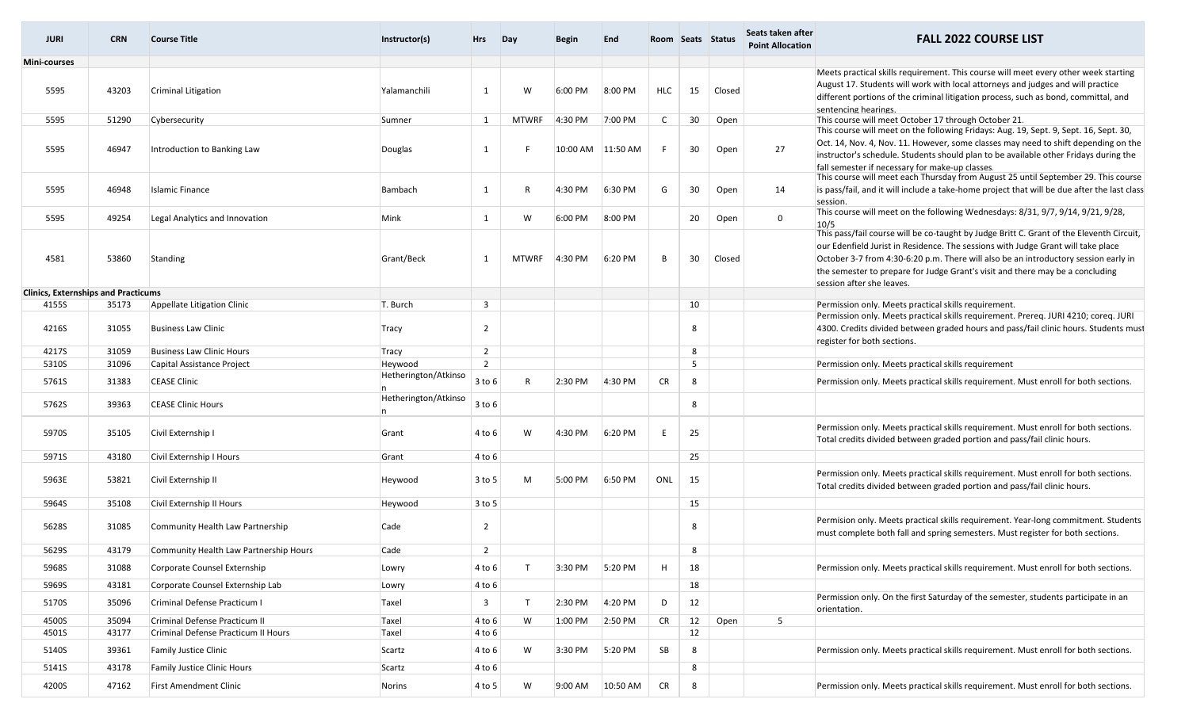| JURI | CRN | Course Title | Instructor(s) | Hrs | Day | Begin | End | Room | Seats | Status | Seats taken after Point Allocation | FALL 2022 COURSE LIST |
|---|---|---|---|---|---|---|---|---|---|---|---|---|
| **Mini-courses** | | | | | | | | | | | | |
| 5595 | 43203 | Criminal Litigation | Yalamanchili | 1 | W | 6:00 PM | 8:00 PM | HLC | 15 | Closed | | Meets practical skills requirement. This course will meet every other week starting August 17. Students will work with local attorneys and judges and will practice different portions of the criminal litigation process, such as bond, committal, and sentencing hearings. |
| 5595 | 51290 | Cybersecurity | Sumner | 1 | MTWRF | 4:30 PM | 7:00 PM | C | 30 | Open | | This course will meet October 17 through October 21. |
| 5595 | 46947 | Introduction to Banking Law | Douglas | 1 | F | 10:00 AM | 11:50 AM | F | 30 | Open | 27 | This course will meet on the following Fridays: Aug. 19, Sept. 9, Sept. 16, Sept. 30, Oct. 14, Nov. 4, Nov. 11. However, some classes may need to shift depending on the instructor's schedule. Students should plan to be available other Fridays during the fall semester if necessary for make-up classes. |
| 5595 | 46948 | Islamic Finance | Bambach | 1 | R | 4:30 PM | 6:30 PM | G | 30 | Open | 14 | This course will meet each Thursday from August 25 until September 29. This course is pass/fail, and it will include a take-home project that will be due after the last class session. |
| 5595 | 49254 | Legal Analytics and Innovation | Mink | 1 | W | 6:00 PM | 8:00 PM | | 20 | Open | 0 | This course will meet on the following Wednesdays: 8/31, 9/7, 9/14, 9/21, 9/28, 10/5 |
| 4581 | 53860 | Standing | Grant/Beck | 1 | MTWRF | 4:30 PM | 6:20 PM | B | 30 | Closed | | This pass/fail course will be co-taught by Judge Britt C. Grant of the Eleventh Circuit, our Edenfield Jurist in Residence. The sessions with Judge Grant will take place October 3-7 from 4:30-6:20 p.m. There will also be an introductory session early in the semester to prepare for Judge Grant's visit and there may be a concluding session after she leaves. |
| **Clinics, Externships and Practicums** | | | | | | | | | | | | |
| 4155S | 35173 | Appellate Litigation Clinic | T. Burch | 3 | | | | | 10 | | | Permission only. Meets practical skills requirement. |
| 4216S | 31055 | Business Law Clinic | Tracy | 2 | | | | | 8 | | | Permission only. Meets practical skills requirement. Prereq. JURI 4210; coreq. JURI 4300. Credits divided between graded hours and pass/fail clinic hours. Students must register for both sections. |
| 4217S | 31059 | Business Law Clinic Hours | Tracy | 2 | | | | | 8 | | | |
| 5310S | 31096 | Capital Assistance Project | Heywood | 2 | | | | | 5 | | | Permission only. Meets practical skills requirement |
| 5761S | 31383 | CEASE Clinic | Hetherington/Atkinson | 3 to 6 | R | 2:30 PM | 4:30 PM | CR | 8 | | | Permission only. Meets practical skills requirement. Must enroll for both sections. |
| 5762S | 39363 | CEASE Clinic Hours | Hetherington/Atkinson | 3 to 6 | | | | | 8 | | | |
| 5970S | 35105 | Civil Externship I | Grant | 4 to 6 | W | 4:30 PM | 6:20 PM | E | 25 | | | Permission only. Meets practical skills requirement. Must enroll for both sections. Total credits divided between graded portion and pass/fail clinic hours. |
| 5971S | 43180 | Civil Externship I Hours | Grant | 4 to 6 | | | | | 25 | | | |
| 5963E | 53821 | Civil Externship II | Heywood | 3 to 5 | M | 5:00 PM | 6:50 PM | ONL | 15 | | | Permission only. Meets practical skills requirement. Must enroll for both sections. Total credits divided between graded portion and pass/fail clinic hours. |
| 5964S | 35108 | Civil Externship II Hours | Heywood | 3 to 5 | | | | | 15 | | | |
| 5628S | 31085 | Community Health Law Partnership | Cade | 2 | | | | | 8 | | | Permision only. Meets practical skills requirement. Year-long commitment. Students must complete both fall and spring semesters. Must register for both sections. |
| 5629S | 43179 | Community Health Law Partnership Hours | Cade | 2 | | | | | 8 | | | |
| 5968S | 31088 | Corporate Counsel Externship | Lowry | 4 to 6 | T | 3:30 PM | 5:20 PM | H | 18 | | | Permission only. Meets practical skills requirement. Must enroll for both sections. |
| 5969S | 43181 | Corporate Counsel Externship Lab | Lowry | 4 to 6 | | | | | 18 | | | |
| 5170S | 35096 | Criminal Defense Practicum I | Taxel | 3 | T | 2:30 PM | 4:20 PM | D | 12 | | | Permission only. On the first Saturday of the semester, students participate in an orientation. |
| 4500S | 35094 | Criminal Defense Practicum II | Taxel | 4 to 6 | W | 1:00 PM | 2:50 PM | CR | 12 | Open | 5 | |
| 4501S | 43177 | Criminal Defense Practicum II Hours | Taxel | 4 to 6 | | | | | 12 | | | |
| 5140S | 39361 | Family Justice Clinic | Scartz | 4 to 6 | W | 3:30 PM | 5:20 PM | SB | 8 | | | Permission only. Meets practical skills requirement. Must enroll for both sections. |
| 5141S | 43178 | Family Justice Clinic Hours | Scartz | 4 to 6 | | | | | 8 | | | |
| 4200S | 47162 | First Amendment Clinic | Norins | 4 to 5 | W | 9:00 AM | 10:50 AM | CR | 8 | | | Permission only. Meets practical skills requirement. Must enroll for both sections. |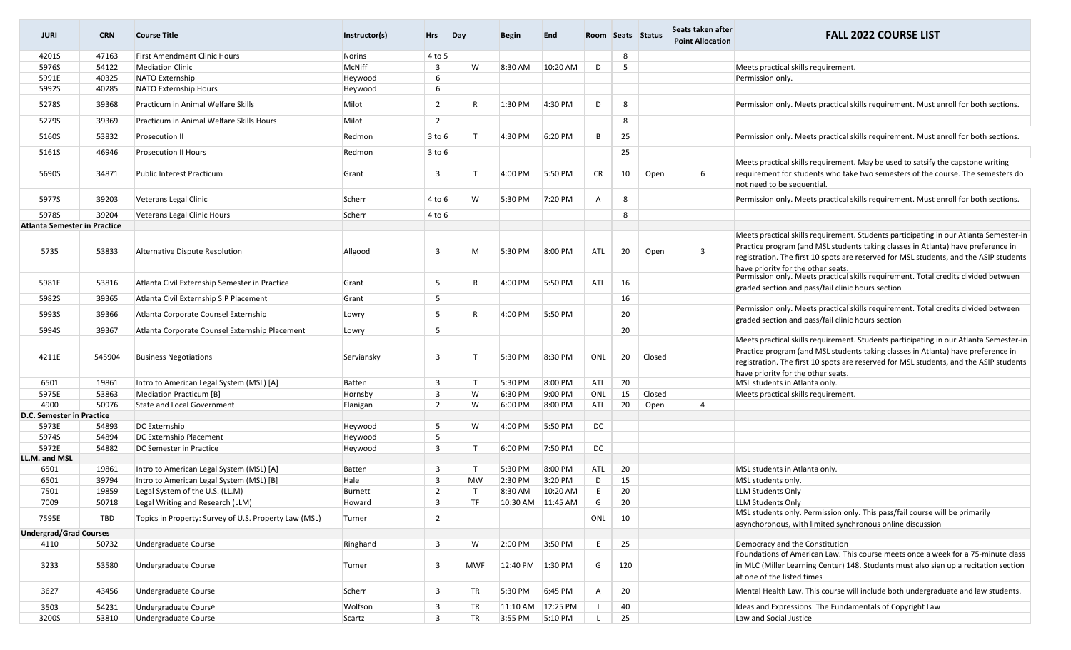| JURI | CRN | Course Title | Instructor(s) | Hrs | Day | Begin | End | Room | Seats | Status | Seats taken after Point Allocation | FALL 2022 COURSE LIST |
|---|---|---|---|---|---|---|---|---|---|---|---|---|
| 4201S | 47163 | First Amendment Clinic Hours | Norins | 4 to 5 | | | | | 8 | | | |
| 5976S | 54122 | Mediation Clinic | McNiff | 3 | W | 8:30 AM | 10:20 AM | D | 5 | | | Meets practical skills requirement. |
| 5991E | 40325 | NATO Externship | Heywood | 6 | | | | | | | | Permission only. |
| 5992S | 40285 | NATO Externship Hours | Heywood | 6 | | | | | | | | |
| 5278S | 39368 | Practicum in Animal Welfare Skills | Milot | 2 | R | 1:30 PM | 4:30 PM | D | 8 | | | Permission only. Meets practical skills requirement. Must enroll for both sections. |
| 5279S | 39369 | Practicum in Animal Welfare Skills Hours | Milot | 2 | | | | | 8 | | | |
| 5160S | 53832 | Prosecution II | Redmon | 3 to 6 | T | 4:30 PM | 6:20 PM | B | 25 | | | Permission only. Meets practical skills requirement. Must enroll for both sections. |
| 5161S | 46946 | Prosecution II Hours | Redmon | 3 to 6 | | | | | 25 | | | |
| 5690S | 34871 | Public Interest Practicum | Grant | 3 | T | 4:00 PM | 5:50 PM | CR | 10 | Open | 6 | Meets practical skills requirement. May be used to satsify the capstone writing requirement for students who take two semesters of the course. The semesters do not need to be sequential. |
| 5977S | 39203 | Veterans Legal Clinic | Scherr | 4 to 6 | W | 5:30 PM | 7:20 PM | A | 8 | | | Permission only. Meets practical skills requirement. Must enroll for both sections. |
| 5978S | 39204 | Veterans Legal Clinic Hours | Scherr | 4 to 6 | | | | | 8 | | | |
| **Atlanta Semester in Practice** | | | | | | | | | | | | |
| 5735 | 53833 | Alternative Dispute Resolution | Allgood | 3 | M | 5:30 PM | 8:00 PM | ATL | 20 | Open | 3 | Meets practical skills requirement. Students participating in our Atlanta Semester-in Practice program (and MSL students taking classes in Atlanta) have preference in registration. The first 10 spots are reserved for MSL students, and the ASIP students have priority for the other seats. |
| 5981E | 53816 | Atlanta Civil Externship Semester in Practice | Grant | 5 | R | 4:00 PM | 5:50 PM | ATL | 16 | | | Permission only. Meets practical skills requirement. Total credits divided between graded section and pass/fail clinic hours section. |
| 5982S | 39365 | Atlanta Civil Externship SIP Placement | Grant | 5 | | | | | 16 | | | |
| 5993S | 39366 | Atlanta Corporate Counsel Externship | Lowry | 5 | R | 4:00 PM | 5:50 PM | | 20 | | | Permission only. Meets practical skills requirement. Total credits divided between graded section and pass/fail clinic hours section. |
| 5994S | 39367 | Atlanta Corporate Counsel Externship Placement | Lowry | 5 | | | | | 20 | | | |
| 4211E | 545904 | Business Negotiations | Serviansky | 3 | T | 5:30 PM | 8:30 PM | ONL | 20 | Closed | | Meets practical skills requirement. Students participating in our Atlanta Semester-in Practice program (and MSL students taking classes in Atlanta) have preference in registration. The first 10 spots are reserved for MSL students, and the ASIP students have priority for the other seats. |
| 6501 | 19861 | Intro to American Legal System (MSL) [A] | Batten | 3 | T | 5:30 PM | 8:00 PM | ATL | 20 | | | MSL students in Atlanta only. |
| 5975E | 53863 | Mediation Practicum [B] | Hornsby | 3 | W | 6:30 PM | 9:00 PM | ONL | 15 | Closed | | Meets practical skills requirement. |
| 4900 | 50976 | State and Local Government | Flanigan | 2 | W | 6:00 PM | 8:00 PM | ATL | 20 | Open | 4 | |
| **D.C. Semester in Practice** | | | | | | | | | | | | |
| 5973E | 54893 | DC Externship | Heywood | 5 | W | 4:00 PM | 5:50 PM | DC | | | | |
| 5974S | 54894 | DC Externship Placement | Heywood | 5 | | | | | | | | |
| 5972E | 54882 | DC Semester in Practice | Heywood | 3 | T | 6:00 PM | 7:50 PM | DC | | | | |
| **LL.M. and MSL** | | | | | | | | | | | | |
| 6501 | 19861 | Intro to American Legal System (MSL) [A] | Batten | 3 | T | 5:30 PM | 8:00 PM | ATL | 20 | | | MSL students in Atlanta only. |
| 6501 | 39794 | Intro to American Legal System (MSL) [B] | Hale | 3 | MW | 2:30 PM | 3:20 PM | D | 15 | | | MSL students only. |
| 7501 | 19859 | Legal System of the U.S. (LL.M) | Burnett | 2 | T | 8:30 AM | 10:20 AM | E | 20 | | | LLM Students Only |
| 7009 | 50718 | Legal Writing and Research (LLM) | Howard | 3 | TF | 10:30 AM | 11:45 AM | G | 20 | | | LLM Students Only |
| 7595E | TBD | Topics in Property: Survey of U.S. Property Law (MSL) | Turner | 2 | | | | ONL | 10 | | | MSL students only. Permission only. This pass/fail course will be primarily asynchoronous, with limited synchronous online discussion |
| **Undergrad/Grad Courses** | | | | | | | | | | | | |
| 4110 | 50732 | Undergraduate Course | Ringhand | 3 | W | 2:00 PM | 3:50 PM | E | 25 | | | Democracy and the Constitution |
| 3233 | 53580 | Undergraduate Course | Turner | 3 | MWF | 12:40 PM | 1:30 PM | G | 120 | | | Foundations of American Law. This course meets once a week for a 75-minute class in MLC (Miller Learning Center) 148. Students must also sign up a recitation section at one of the listed times |
| 3627 | 43456 | Undergraduate Course | Scherr | 3 | TR | 5:30 PM | 6:45 PM | A | 20 | | | Mental Health Law. This course will include both undergraduate and law students. |
| 3503 | 54231 | Undergraduate Course | Wolfson | 3 | TR | 11:10 AM | 12:25 PM | I | 40 | | | Ideas and Expressions: The Fundamentals of Copyright Law |
| 3200S | 53810 | Undergraduate Course | Scartz | 3 | TR | 3:55 PM | 5:10 PM | L | 25 | | | Law and Social Justice |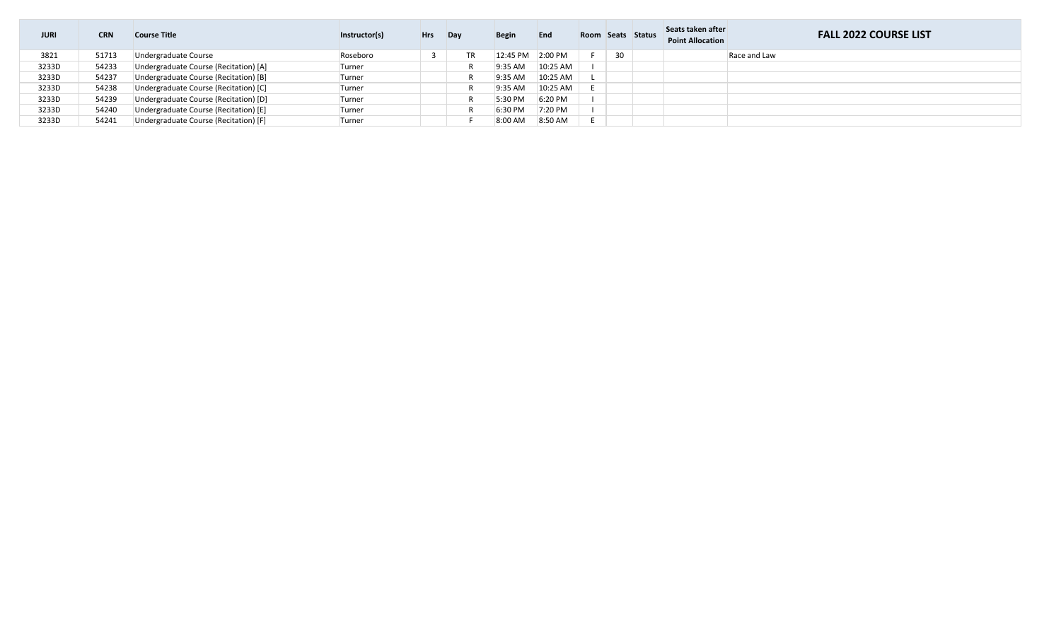| JURI | CRN | Course Title | Instructor(s) | Hrs | Day | Begin | End | Room | Seats | Status | Seats taken after Point Allocation | FALL 2022 COURSE LIST |
|---|---|---|---|---|---|---|---|---|---|---|---|---|
| 3821 | 51713 | Undergraduate Course | Roseboro | 3 | TR | 12:45 PM | 2:00 PM | F | 30 | | | Race and Law |
| 3233D | 54233 | Undergraduate Course (Recitation) [A] | Turner | | R | 9:35 AM | 10:25 AM | I | | | | |
| 3233D | 54237 | Undergraduate Course (Recitation) [B] | Turner | | R | 9:35 AM | 10:25 AM | L | | | | |
| 3233D | 54238 | Undergraduate Course (Recitation) [C] | Turner | | R | 9:35 AM | 10:25 AM | E | | | | |
| 3233D | 54239 | Undergraduate Course (Recitation) [D] | Turner | | R | 5:30 PM | 6:20 PM | I | | | | |
| 3233D | 54240 | Undergraduate Course (Recitation) [E] | Turner | | R | 6:30 PM | 7:20 PM | I | | | | |
| 3233D | 54241 | Undergraduate Course (Recitation) [F] | Turner | | F | 8:00 AM | 8:50 AM | E | | | | |